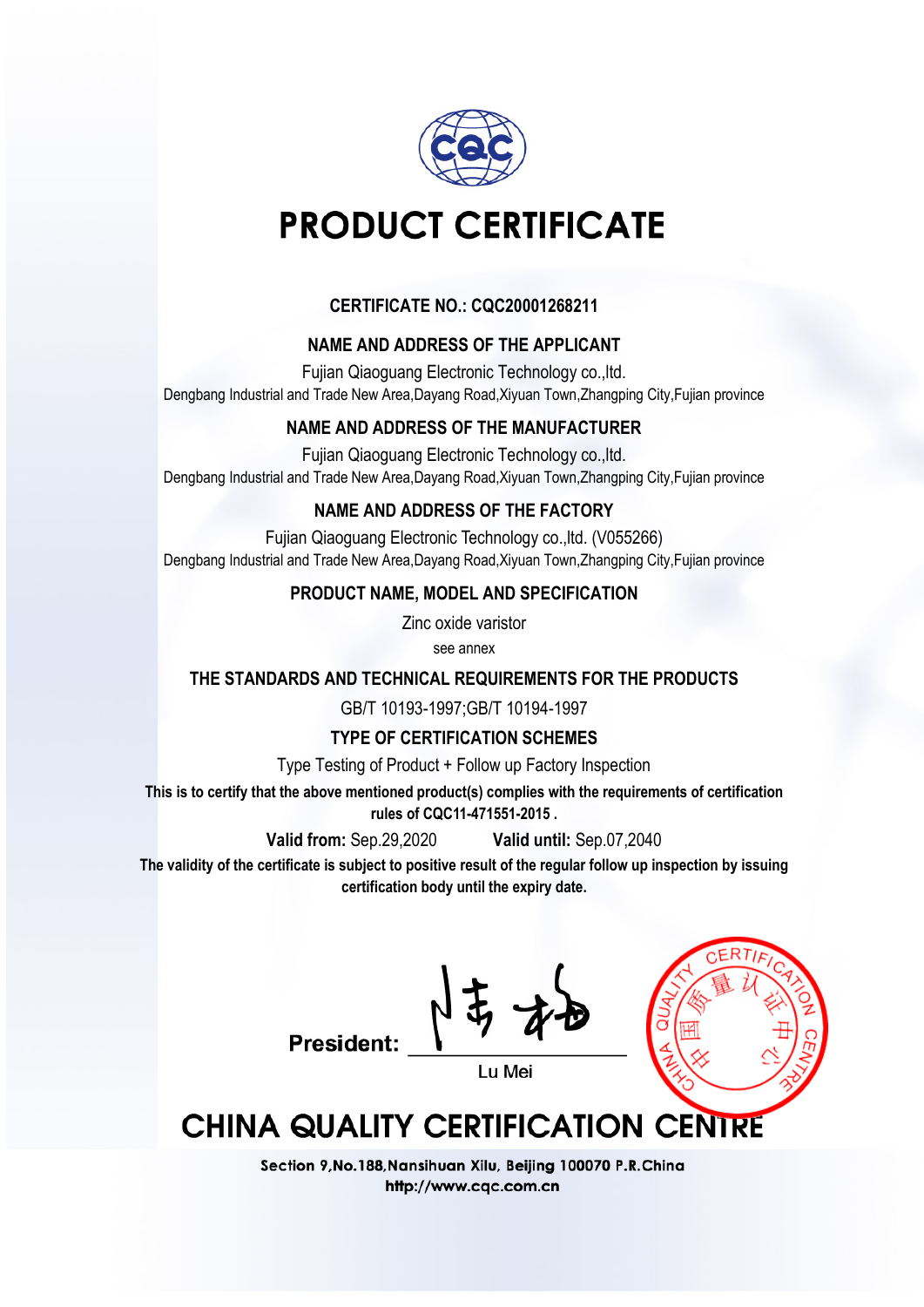# PRODUCT CERTIFICATE

**CERTIFICATE NO.: CQC20001268211**

**NAME AND ADDRESS OF THE APPLICANT**

Fujian Qiaoguang Electronic Technology co.,ltd.
Dengbang Industrial and Trade New Area,Dayang Road,Xiyuan Town,Zhangping City,Fujian province

**NAME AND ADDRESS OF THE MANUFACTURER**

Fujian Qiaoguang Electronic Technology co.,ltd.
Dengbang Industrial and Trade New Area,Dayang Road,Xiyuan Town,Zhangping City,Fujian province

**NAME AND ADDRESS OF THE FACTORY**

Fujian Qiaoguang Electronic Technology co.,ltd. (V055266)
Dengbang Industrial and Trade New Area,Dayang Road,Xiyuan Town,Zhangping City,Fujian province

**PRODUCT NAME, MODEL AND SPECIFICATION**

Zinc oxide varistor

see annex

**THE STANDARDS AND TECHNICAL REQUIREMENTS FOR THE PRODUCTS**

GB/T 10193-1997;GB/T 10194-1997

**TYPE OF CERTIFICATION SCHEMES**

Type Testing of Product + Follow up Factory Inspection

**This is to certify that the above mentioned product(s) complies with the requirements of certification rules of CQC11-471551-2015 .**

**Valid from:** Sep.29,2020 **Valid until:** Sep.07,2040

**The validity of the certificate is subject to positive result of the regular follow up inspection by issuing certification body until the expiry date.**

**President:** Lu Mei

CHINA QUALITY CERTIFICATION CENTRE 中国质量认证中心

# CHINA QUALITY CERTIFICATION CENTRE

Section 9,No.188,Nansihuan Xilu, Beijing 100070 P.R.China
http://www.cqc.com.cn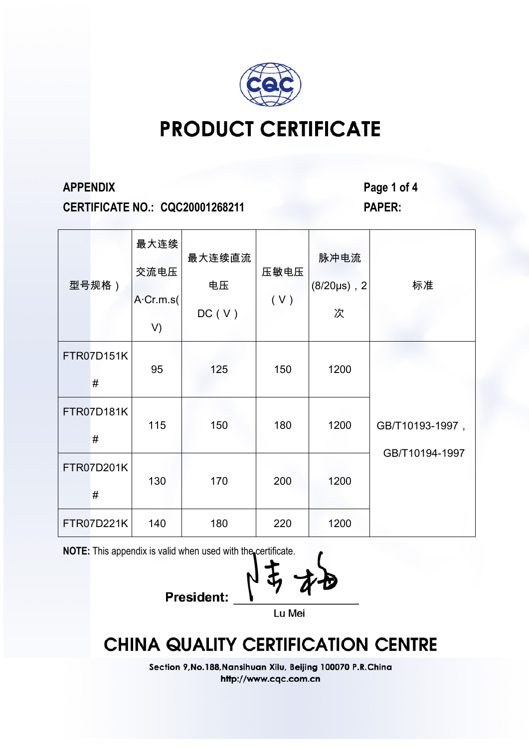# PRODUCT CERTIFICATE

**APPENDIX**

**CERTIFICATE NO.: CQC20001268211**

**PAPER:**

| 型号规格） | 最大连续交流电压 A·Cr.m.s(V) | 最大连续直流电压 DC（V） | 压敏电压（V） | 脉冲电流 (8/20μs)，2次 | 标准 |
|---|---|---|---|---|---|
| FTR07D151K# | 95 | 125 | 150 | 1200 | GB/T10193-1997，GB/T10194-1997 |
| FTR07D181K# | 115 | 150 | 180 | 1200 | |
| FTR07D201K# | 130 | 170 | 200 | 1200 | |
| FTR07D221K | 140 | 180 | 220 | 1200 | |

**NOTE:** This appendix is valid when used with the certificate.

**President:** Lu Mei

## CHINA QUALITY CERTIFICATION CENTRE

Section 9,No.188,Nansihuan Xilu, Beijing 100070 P.R.China
http://www.cqc.com.cn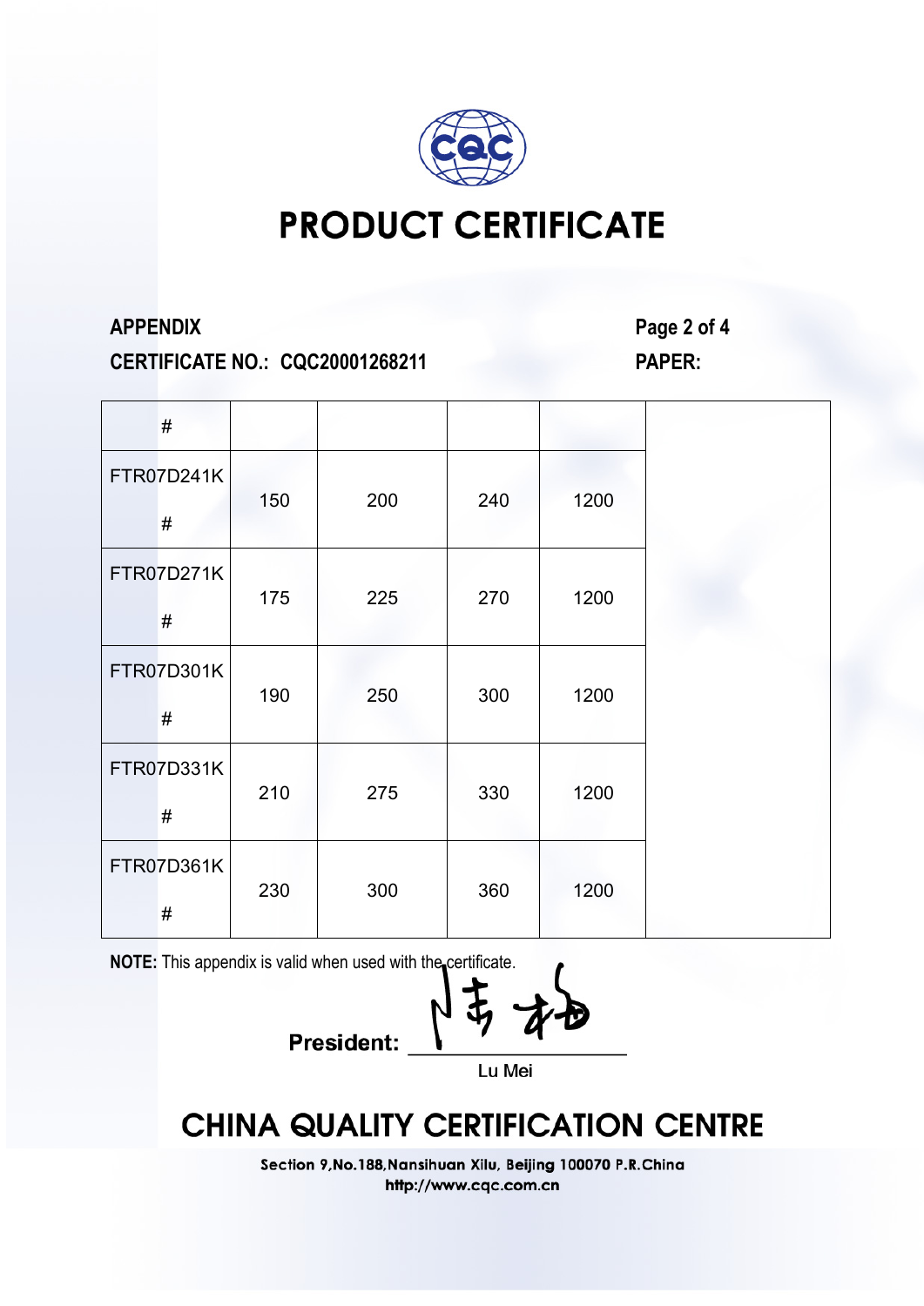# PRODUCT CERTIFICATE

**APPENDIX**

**CERTIFICATE NO.: CQC20001268211**

**PAPER:**

| # | | | | | |
|---|---|---|---|---|---|
| FTR07D241K # | 150 | 200 | 240 | 1200 | |
| FTR07D271K # | 175 | 225 | 270 | 1200 | |
| FTR07D301K # | 190 | 250 | 300 | 1200 | |
| FTR07D331K # | 210 | 275 | 330 | 1200 | |
| FTR07D361K # | 230 | 300 | 360 | 1200 | |

**NOTE:** This appendix is valid when used with the certificate.

**President:** ______________

Lu Mei

## CHINA QUALITY CERTIFICATION CENTRE

Section 9,No.188,Nansihuan Xilu, Beijing 100070 P.R.China
http://www.cqc.com.cn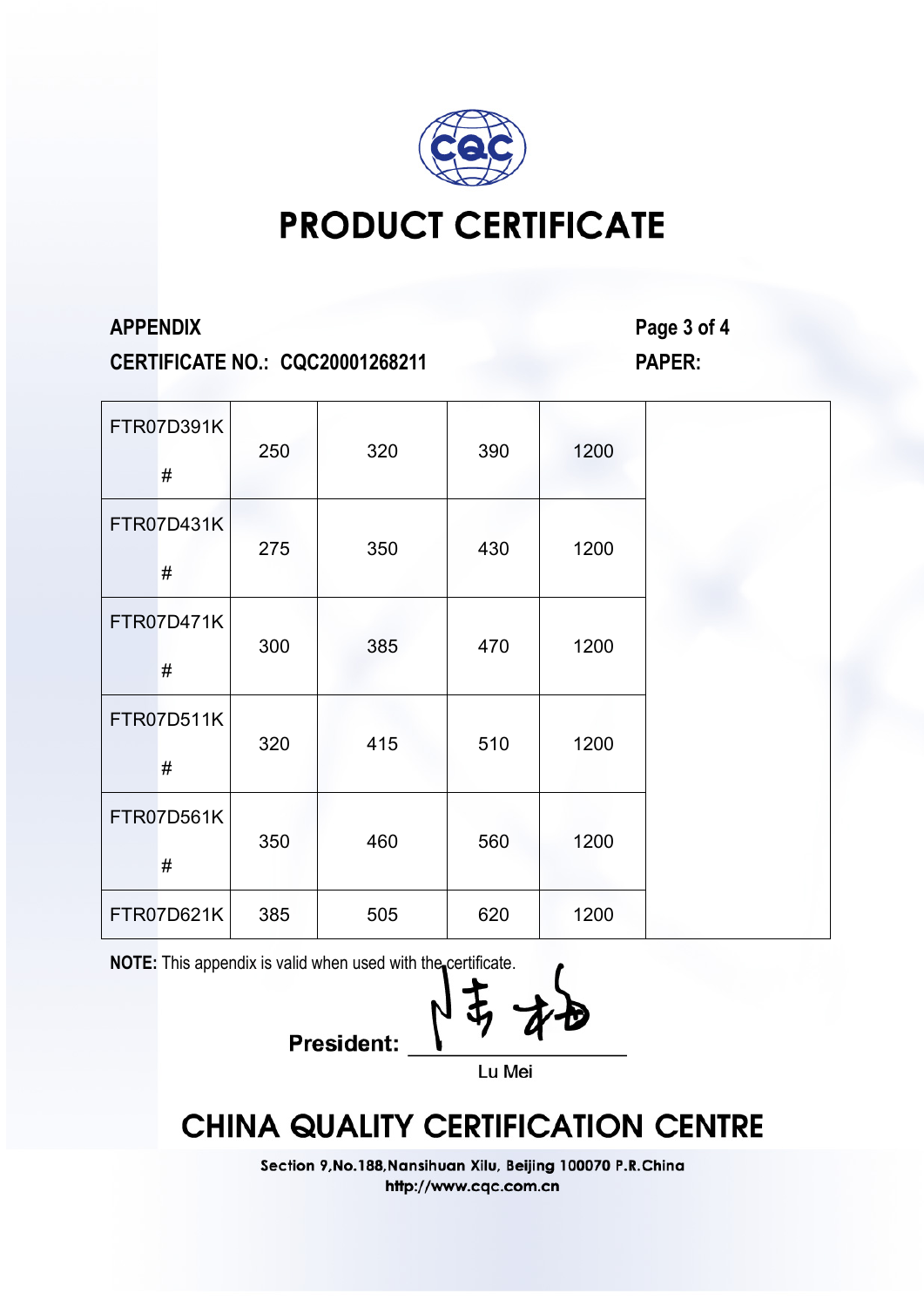# PRODUCT CERTIFICATE

**APPENDIX**

**CERTIFICATE NO.: CQC20001268211**

**PAPER:**

| | | | | | |
|---|---|---|---|---|---|
| FTR07D391K # | 250 | 320 | 390 | 1200 | |
| FTR07D431K # | 275 | 350 | 430 | 1200 | |
| FTR07D471K # | 300 | 385 | 470 | 1200 | |
| FTR07D511K # | 320 | 415 | 510 | 1200 | |
| FTR07D561K # | 350 | 460 | 560 | 1200 | |
| FTR07D621K | 385 | 505 | 620 | 1200 | |

**NOTE:** This appendix is valid when used with the certificate.

**President:** 

Lu Mei

## CHINA QUALITY CERTIFICATION CENTRE

Section 9,No.188,Nansihuan Xilu, Beijing 100070 P.R.China

http://www.cqc.com.cn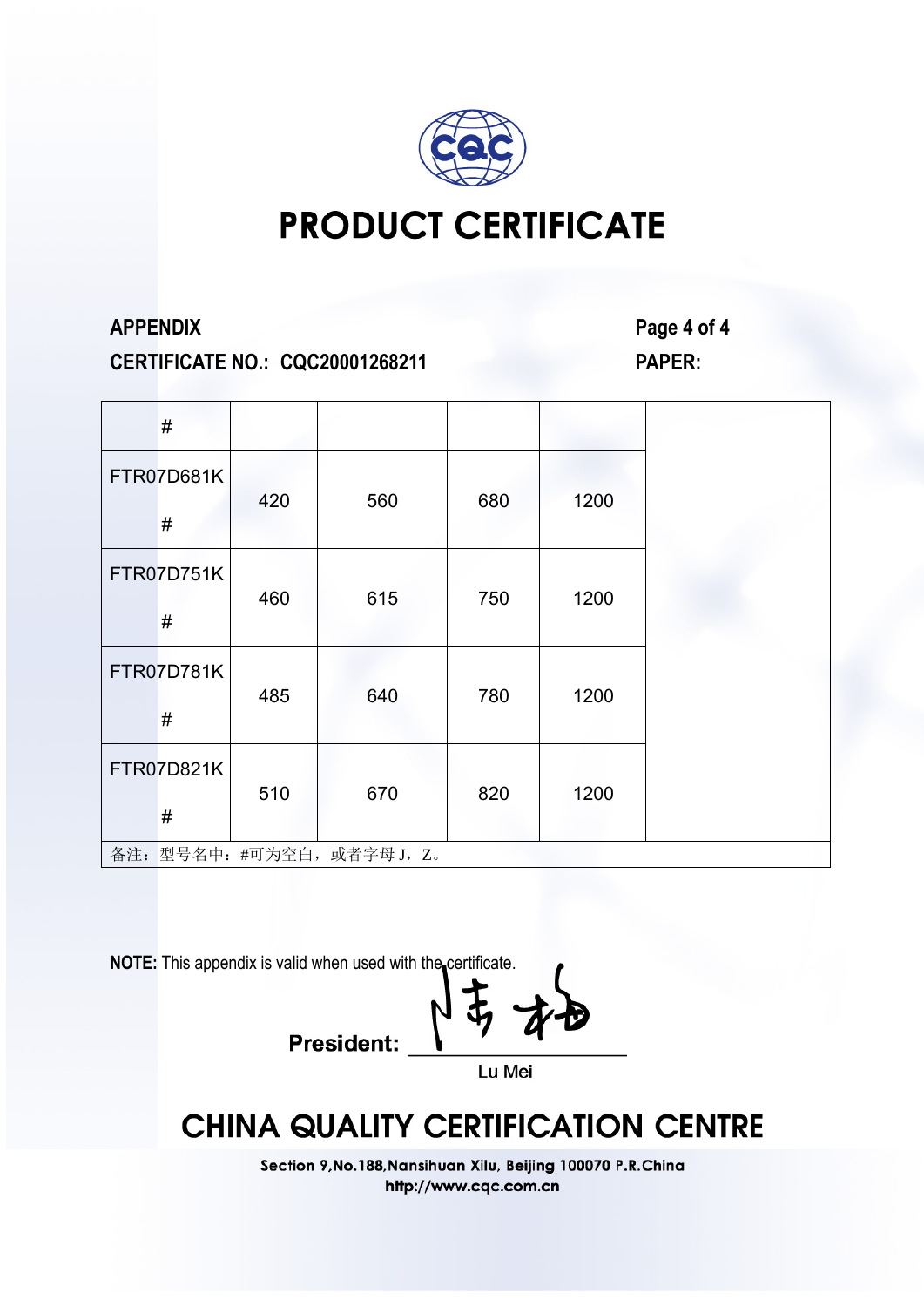# PRODUCT CERTIFICATE

**APPENDIX**

**CERTIFICATE NO.: CQC20001268211**

**PAPER:**

| | | | | | |
|---|---|---|---|---|---|
| # | | | | | |
| FTR07D681K # | 420 | 560 | 680 | 1200 | |
| FTR07D751K # | 460 | 615 | 750 | 1200 | |
| FTR07D781K # | 485 | 640 | 780 | 1200 | |
| FTR07D821K # | 510 | 670 | 820 | 1200 | |
| 备注：型号名中：#可为空白，或者字母 J，Z。 | | | | | |

**NOTE:** This appendix is valid when used with the certificate.

**President:** ____________

Lu Mei

# CHINA QUALITY CERTIFICATION CENTRE

Section 9,No.188,Nansihuan Xilu, Beijing 100070 P.R.China
http://www.cqc.com.cn